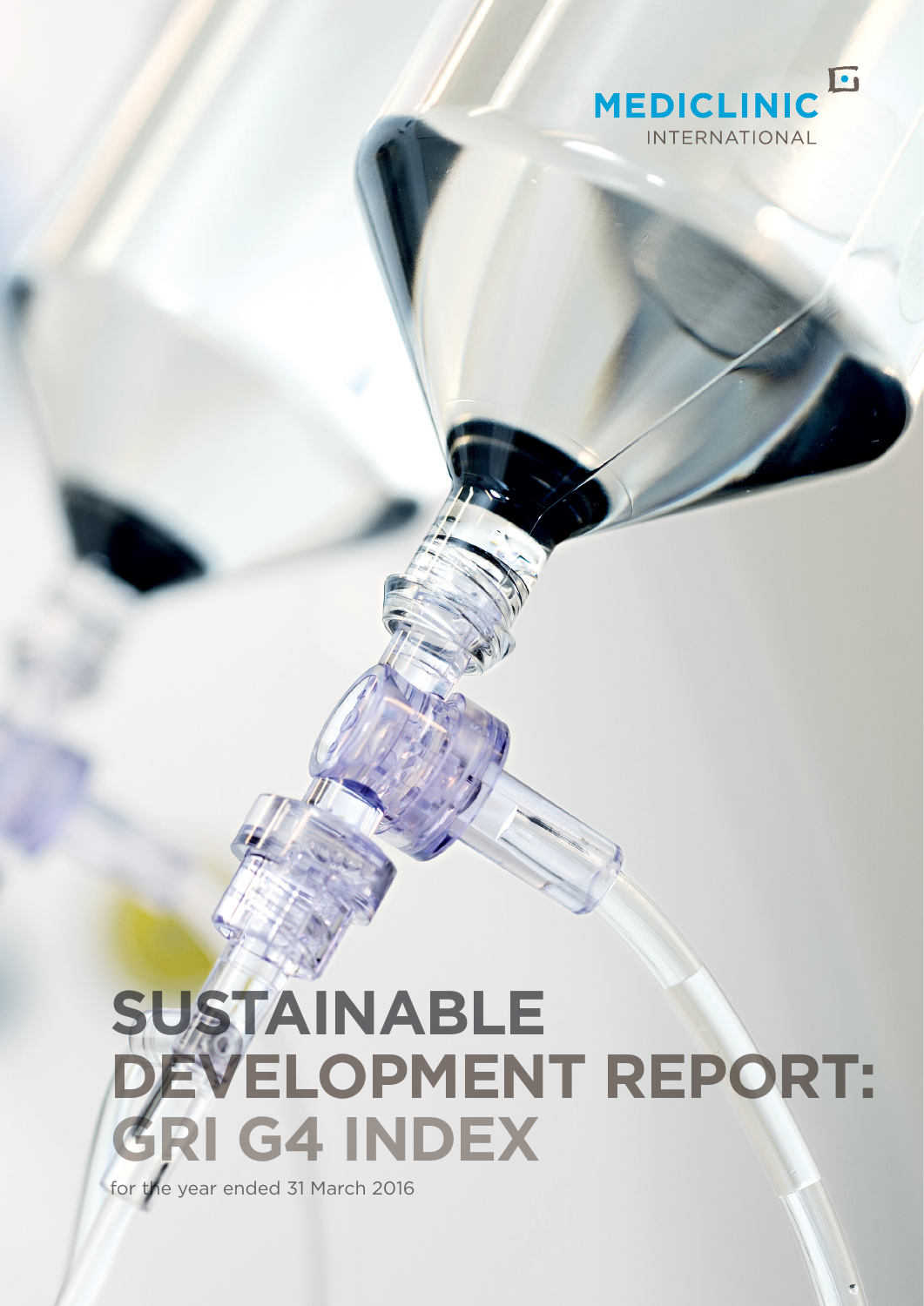MEDICLINIC INTERNATIONAL

# SUSTAINABLE DEVELOPMENT REPORT: GRI G4 INDEX

for the year ended 31 March 2016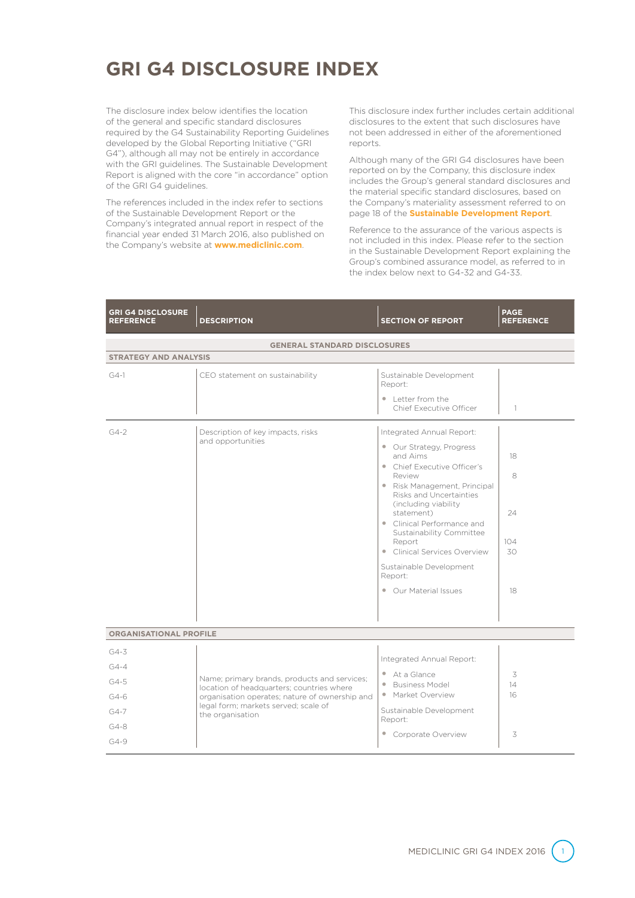# GRI G4 DISCLOSURE INDEX

The disclosure index below identifies the location of the general and specific standard disclosures required by the G4 Sustainability Reporting Guidelines developed by the Global Reporting Initiative ("GRI G4"), although all may not be entirely in accordance with the GRI guidelines. The Sustainable Development Report is aligned with the core "in accordance" option of the GRI G4 guidelines.

The references included in the index refer to sections of the Sustainable Development Report or the Company's integrated annual report in respect of the financial year ended 31 March 2016, also published on the Company's website at **www.mediclinic.com**.

This disclosure index further includes certain additional disclosures to the extent that such disclosures have not been addressed in either of the aforementioned reports.

Although many of the GRI G4 disclosures have been reported on by the Company, this disclosure index includes the Group's general standard disclosures and the material specific standard disclosures, based on the Company's materiality assessment referred to on page 18 of the **Sustainable Development Report**.

Reference to the assurance of the various aspects is not included in this index. Please refer to the section in the Sustainable Development Report explaining the Group's combined assurance model, as referred to in the index below next to G4-32 and G4-33.

| GRI G4 DISCLOSURE REFERENCE | DESCRIPTION | SECTION OF REPORT | PAGE REFERENCE |
|---|---|---|---|
| **GENERAL STANDARD DISCLOSURES** | | | |
| **STRATEGY AND ANALYSIS** | | | |
| G4-1 | CEO statement on sustainability | Sustainable Development Report: | |
| | | • Letter from the Chief Executive Officer | 1 |
| G4-2 | Description of key impacts, risks and opportunities | Integrated Annual Report: | |
| | | • Our Strategy, Progress and Aims | 18 |
| | | • Chief Executive Officer's Review | 8 |
| | | • Risk Management, Principal Risks and Uncertainties (including viability statement) | 24 |
| | | • Clinical Performance and Sustainability Committee Report | 104 |
| | | • Clinical Services Overview | 30 |
| | | Sustainable Development Report: | |
| | | • Our Material Issues | 18 |
| **ORGANISATIONAL PROFILE** | | | |
| G4-3<br>G4-4<br>G4-5<br>G4-6<br>G4-7<br>G4-8<br>G4-9 | Name; primary brands, products and services; location of headquarters; countries where organisation operates; nature of ownership and legal form; markets served; scale of the organisation | Integrated Annual Report: | |
| | | • At a Glance | 3 |
| | | • Business Model | 14 |
| | | • Market Overview | 16 |
| | | Sustainable Development Report: | |
| | | • Corporate Overview | 3 |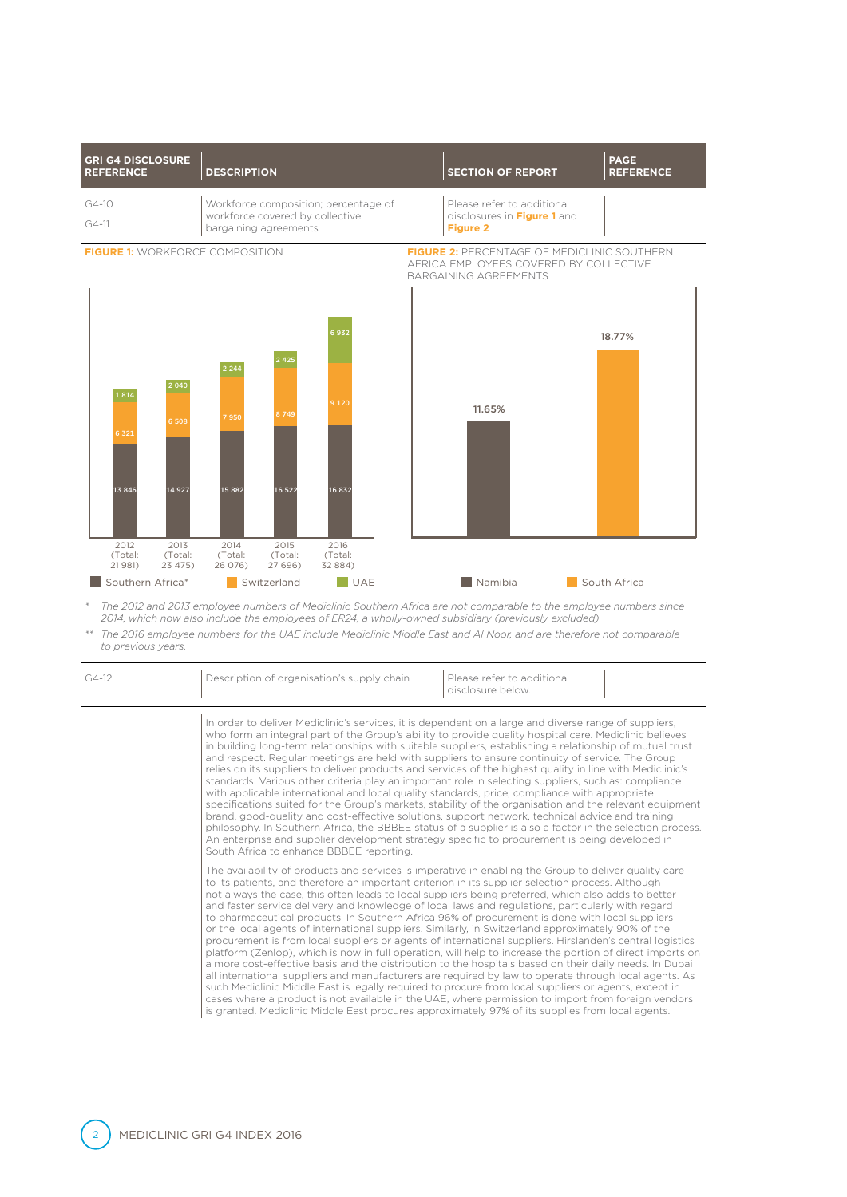| GRI G4 DISCLOSURE REFERENCE | DESCRIPTION | SECTION OF REPORT | PAGE REFERENCE |
|---|---|---|---|
| G4-10<br>G4-11 | Workforce composition; percentage of workforce covered by collective bargaining agreements | Please refer to additional disclosures in **Figure 1** and **Figure 2** | |

**FIGURE 1:** WORKFORCE COMPOSITION

| Year | Southern Africa* | Switzerland | UAE | Total |
|---|---|---|---|---|
| 2012 | 13 846 | 6 321 | 1 814 | 21 981 |
| 2013 | 14 927 | 6 508 | 2 040 | 23 475 |
| 2014 | 15 882 | 7 950 | 2 244 | 26 076 |
| 2015 | 16 522 | 8 749 | 2 425 | 27 696 |
| 2016 | 16 832 | 9 120 | 6 932 | 32 884 |

**FIGURE 2:** PERCENTAGE OF MEDICLINIC SOUTHERN AFRICA EMPLOYEES COVERED BY COLLECTIVE BARGAINING AGREEMENTS

| Namibia | South Africa |
|---|---|
| 11.65% | 18.77% |

* *The 2012 and 2013 employee numbers of Mediclinic Southern Africa are not comparable to the employee numbers since 2014, which now also include the employees of ER24, a wholly-owned subsidiary (previously excluded).*

** *The 2016 employee numbers for the UAE include Mediclinic Middle East and Al Noor, and are therefore not comparable to previous years.*

| GRI G4 DISCLOSURE REFERENCE | DESCRIPTION | SECTION OF REPORT | PAGE REFERENCE |
|---|---|---|---|
| G4-12 | Description of organisation's supply chain | Please refer to additional disclosure below. | |

In order to deliver Mediclinic's services, it is dependent on a large and diverse range of suppliers, who form an integral part of the Group's ability to provide quality hospital care. Mediclinic believes in building long-term relationships with suitable suppliers, establishing a relationship of mutual trust and respect. Regular meetings are held with suppliers to ensure continuity of service. The Group relies on its suppliers to deliver products and services of the highest quality in line with Mediclinic's standards. Various other criteria play an important role in selecting suppliers, such as: compliance with applicable international and local quality standards, price, compliance with appropriate specifications suited for the Group's markets, stability of the organisation and the relevant equipment brand, good-quality and cost-effective solutions, support network, technical advice and training philosophy. In Southern Africa, the BBBEE status of a supplier is also a factor in the selection process. An enterprise and supplier development strategy specific to procurement is being developed in South Africa to enhance BBBEE reporting.

The availability of products and services is imperative in enabling the Group to deliver quality care to its patients, and therefore an important criterion in its supplier selection process. Although not always the case, this often leads to local suppliers being preferred, which also adds to better and faster service delivery and knowledge of local laws and regulations, particularly with regard to pharmaceutical products. In Southern Africa 96% of procurement is done with local suppliers or the local agents of international suppliers. Similarly, in Switzerland approximately 90% of the procurement is from local suppliers or agents of international suppliers. Hirslanden's central logistics platform (Zenlop), which is now in full operation, will help to increase the portion of direct imports on a more cost-effective basis and the distribution to the hospitals based on their daily needs. In Dubai all international suppliers and manufacturers are required by law to operate through local agents. As such Mediclinic Middle East is legally required to procure from local suppliers or agents, except in cases where a product is not available in the UAE, where permission to import from foreign vendors is granted. Mediclinic Middle East procures approximately 97% of its supplies from local agents.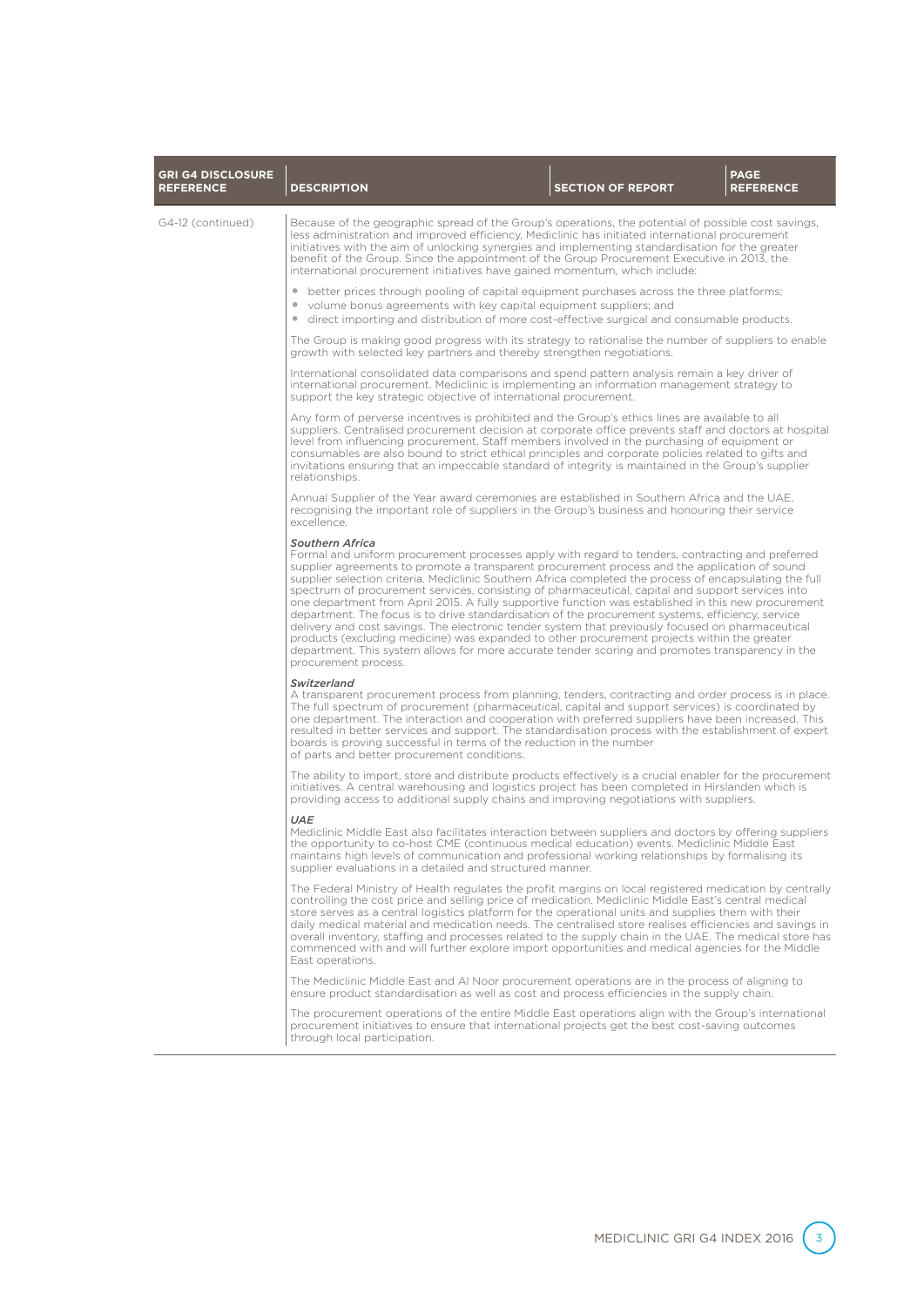| GRI G4 DISCLOSURE REFERENCE | DESCRIPTION | SECTION OF REPORT | PAGE REFERENCE |
|---|---|---|---|
| G4-12 (continued) | Because of the geographic spread of the Group's operations, the potential of possible cost savings, less administration and improved efficiency, Mediclinic has initiated international procurement initiatives with the aim of unlocking synergies and implementing standardisation for the greater benefit of the Group. Since the appointment of the Group Procurement Executive in 2013, the international procurement initiatives have gained momentum, which include:<br>• better prices through pooling of capital equipment purchases across the three platforms;<br>• volume bonus agreements with key capital equipment suppliers; and<br>• direct importing and distribution of more cost-effective surgical and consumable products.<br><br>The Group is making good progress with its strategy to rationalise the number of suppliers to enable growth with selected key partners and thereby strengthen negotiations.<br><br>International consolidated data comparisons and spend pattern analysis remain a key driver of international procurement. Mediclinic is implementing an information management strategy to support the key strategic objective of international procurement.<br><br>Any form of perverse incentives is prohibited and the Group's ethics lines are available to all suppliers. Centralised procurement decision at corporate office prevents staff and doctors at hospital level from influencing procurement. Staff members involved in the purchasing of equipment or consumables are also bound to strict ethical principles and corporate policies related to gifts and invitations ensuring that an impeccable standard of integrity is maintained in the Group's supplier relationships.<br><br>Annual Supplier of the Year award ceremonies are established in Southern Africa and the UAE, recognising the important role of suppliers in the Group's business and honouring their service excellence.<br><br>***Southern Africa***<br>Formal and uniform procurement processes apply with regard to tenders, contracting and preferred supplier agreements to promote a transparent procurement process and the application of sound supplier selection criteria. Mediclinic Southern Africa completed the process of encapsulating the full spectrum of procurement services, consisting of pharmaceutical, capital and support services into one department from April 2015. A fully supportive function was established in this new procurement department. The focus is to drive standardisation of the procurement systems, efficiency, service delivery and cost savings. The electronic tender system that previously focused on pharmaceutical products (excluding medicine) was expanded to other procurement projects within the greater department. This system allows for more accurate tender scoring and promotes transparency in the procurement process.<br><br>***Switzerland***<br>A transparent procurement process from planning, tenders, contracting and order process is in place. The full spectrum of procurement (pharmaceutical, capital and support services) is coordinated by one department. The interaction and cooperation with preferred suppliers have been increased. This resulted in better services and support. The standardisation process with the establishment of expert boards is proving successful in terms of the reduction in the number of parts and better procurement conditions.<br><br>The ability to import, store and distribute products effectively is a crucial enabler for the procurement initiatives. A central warehousing and logistics project has been completed in Hirslanden which is providing access to additional supply chains and improving negotiations with suppliers.<br><br>***UAE***<br>Mediclinic Middle East also facilitates interaction between suppliers and doctors by offering suppliers the opportunity to co-host CME (continuous medical education) events. Mediclinic Middle East maintains high levels of communication and professional working relationships by formalising its supplier evaluations in a detailed and structured manner.<br><br>The Federal Ministry of Health regulates the profit margins on local registered medication by centrally controlling the cost price and selling price of medication. Mediclinic Middle East's central medical store serves as a central logistics platform for the operational units and supplies them with their daily medical material and medication needs. The centralised store realises efficiencies and savings in overall inventory, staffing and processes related to the supply chain in the UAE. The medical store has commenced with and will further explore import opportunities and medical agencies for the Middle East operations.<br><br>The Mediclinic Middle East and Al Noor procurement operations are in the process of aligning to ensure product standardisation as well as cost and process efficiencies in the supply chain.<br><br>The procurement operations of the entire Middle East operations align with the Group's international procurement initiatives to ensure that international projects get the best cost-saving outcomes through local participation. | | |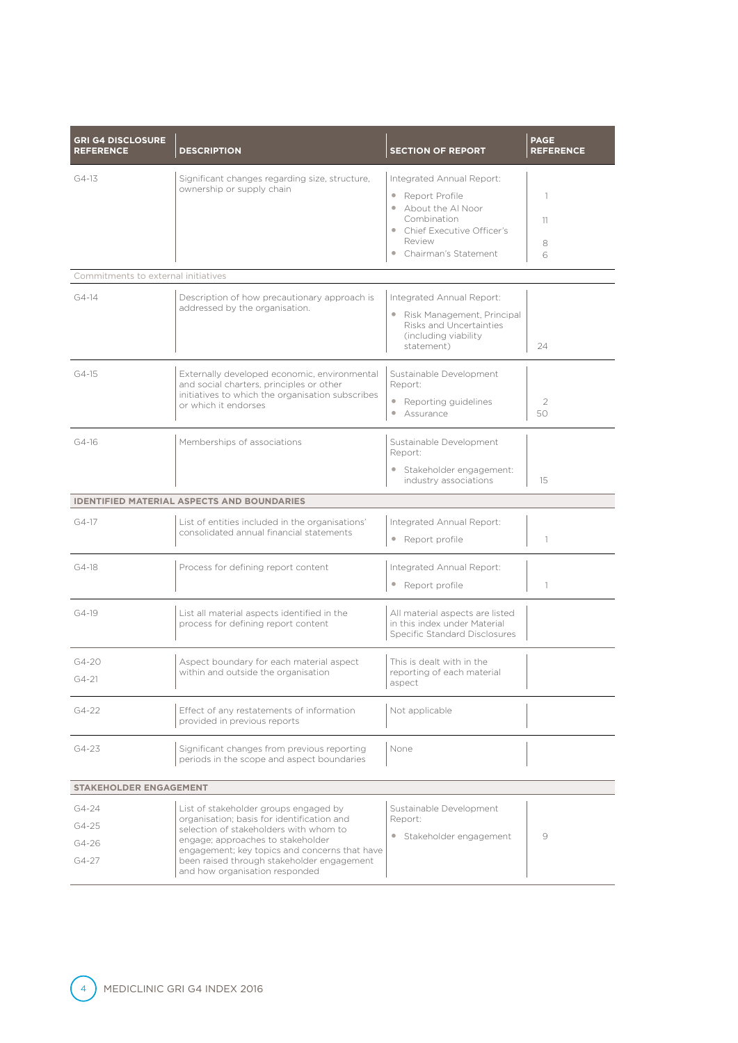| GRI G4 DISCLOSURE REFERENCE | DESCRIPTION | SECTION OF REPORT | PAGE REFERENCE |
|---|---|---|---|
| G4-13 | Significant changes regarding size, structure, ownership or supply chain | Integrated Annual Report:<br>• Report Profile<br>• About the Al Noor Combination<br>• Chief Executive Officer's Review<br>• Chairman's Statement | <br>1<br>11<br>8<br>6 |
| Commitments to external initiatives | | | |
| G4-14 | Description of how precautionary approach is addressed by the organisation. | Integrated Annual Report:<br>• Risk Management, Principal Risks and Uncertainties (including viability statement) | 24 |
| G4-15 | Externally developed economic, environmental and social charters, principles or other initiatives to which the organisation subscribes or which it endorses | Sustainable Development Report:<br>• Reporting guidelines<br>• Assurance | <br>2<br>50 |
| G4-16 | Memberships of associations | Sustainable Development Report:<br>• Stakeholder engagement: industry associations | 15 |
| **IDENTIFIED MATERIAL ASPECTS AND BOUNDARIES** | | | |
| G4-17 | List of entities included in the organisations' consolidated annual financial statements | Integrated Annual Report:<br>• Report profile | 1 |
| G4-18 | Process for defining report content | Integrated Annual Report:<br>• Report profile | 1 |
| G4-19 | List all material aspects identified in the process for defining report content | All material aspects are listed in this index under Material Specific Standard Disclosures | |
| G4-20<br>G4-21 | Aspect boundary for each material aspect within and outside the organisation | This is dealt with in the reporting of each material aspect | |
| G4-22 | Effect of any restatements of information provided in previous reports | Not applicable | |
| G4-23 | Significant changes from previous reporting periods in the scope and aspect boundaries | None | |
| **STAKEHOLDER ENGAGEMENT** | | | |
| G4-24<br>G4-25<br>G4-26<br>G4-27 | List of stakeholder groups engaged by organisation; basis for identification and selection of stakeholders with whom to engage; approaches to stakeholder engagement; key topics and concerns that have been raised through stakeholder engagement and how organisation responded | Sustainable Development Report:<br>• Stakeholder engagement | 9 |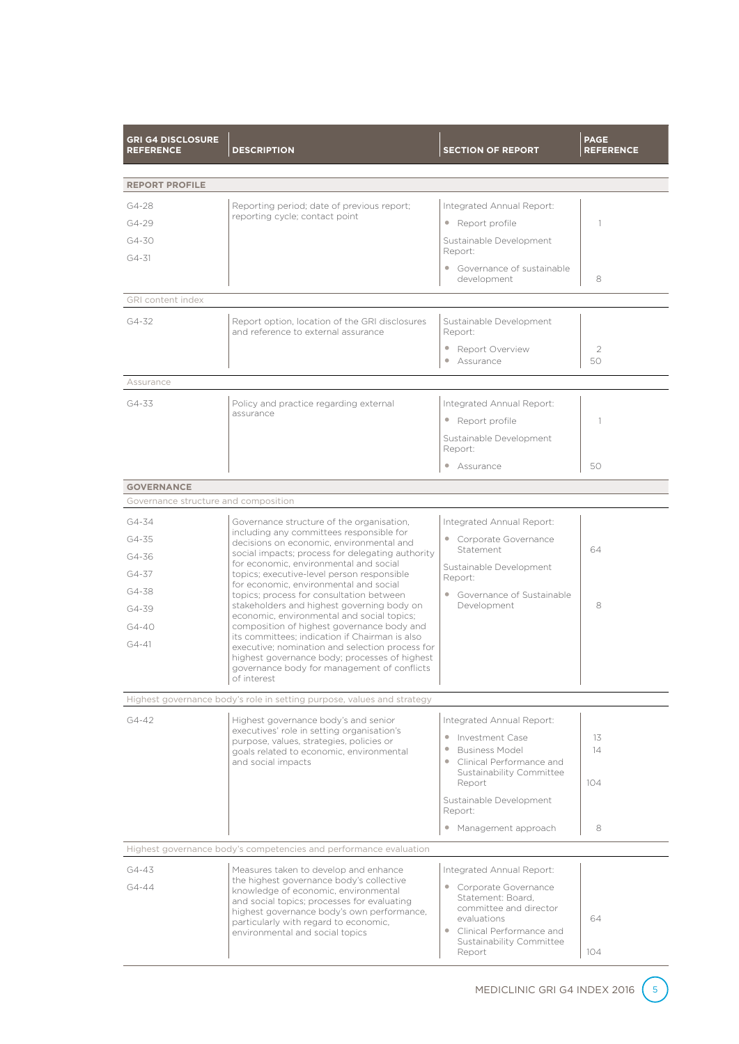| GRI G4 DISCLOSURE REFERENCE | DESCRIPTION | SECTION OF REPORT | PAGE REFERENCE |
|---|---|---|---|
| **REPORT PROFILE** | | | |
| G4-28<br>G4-29<br>G4-30<br>G4-31 | Reporting period; date of previous report; reporting cycle; contact point | Integrated Annual Report:<br>• Report profile<br>Sustainable Development Report:<br>• Governance of sustainable development | <br>1<br><br>8 |
| GRI content index | | | |
| G4-32 | Report option, location of the GRI disclosures and reference to external assurance | Sustainable Development Report:<br>• Report Overview<br>• Assurance | <br>2<br>50 |
| Assurance | | | |
| G4-33 | Policy and practice regarding external assurance | Integrated Annual Report:<br>• Report profile<br>Sustainable Development Report:<br>• Assurance | <br>1<br><br>50 |
| **GOVERNANCE** | | | |
| Governance structure and composition | | | |
| G4-34<br>G4-35<br>G4-36<br>G4-37<br>G4-38<br>G4-39<br>G4-40<br>G4-41 | Governance structure of the organisation, including any committees responsible for decisions on economic, environmental and social impacts; process for delegating authority for economic, environmental and social topics; executive-level person responsible for economic, environmental and social topics; process for consultation between stakeholders and highest governing body on economic, environmental and social topics; composition of highest governance body and its committees; indication if Chairman is also executive; nomination and selection process for highest governance body; processes of highest governance body for management of conflicts of interest | Integrated Annual Report:<br>• Corporate Governance Statement<br>Sustainable Development Report:<br>• Governance of Sustainable Development | <br>64<br><br>8 |
| Highest governance body's role in setting purpose, values and strategy | | | |
| G4-42 | Highest governance body's and senior executives' role in setting organisation's purpose, values, strategies, policies or goals related to economic, environmental and social impacts | Integrated Annual Report:<br>• Investment Case<br>• Business Model<br>• Clinical Performance and Sustainability Committee Report<br>Sustainable Development Report:<br>• Management approach | <br>13<br>14<br>104<br><br>8 |
| Highest governance body's competencies and performance evaluation | | | |
| G4-43<br>G4-44 | Measures taken to develop and enhance the highest governance body's collective knowledge of economic, environmental and social topics; processes for evaluating highest governance body's own performance, particularly with regard to economic, environmental and social topics | Integrated Annual Report:<br>• Corporate Governance Statement: Board, committee and director evaluations<br>• Clinical Performance and Sustainability Committee Report | <br>64<br><br>104 |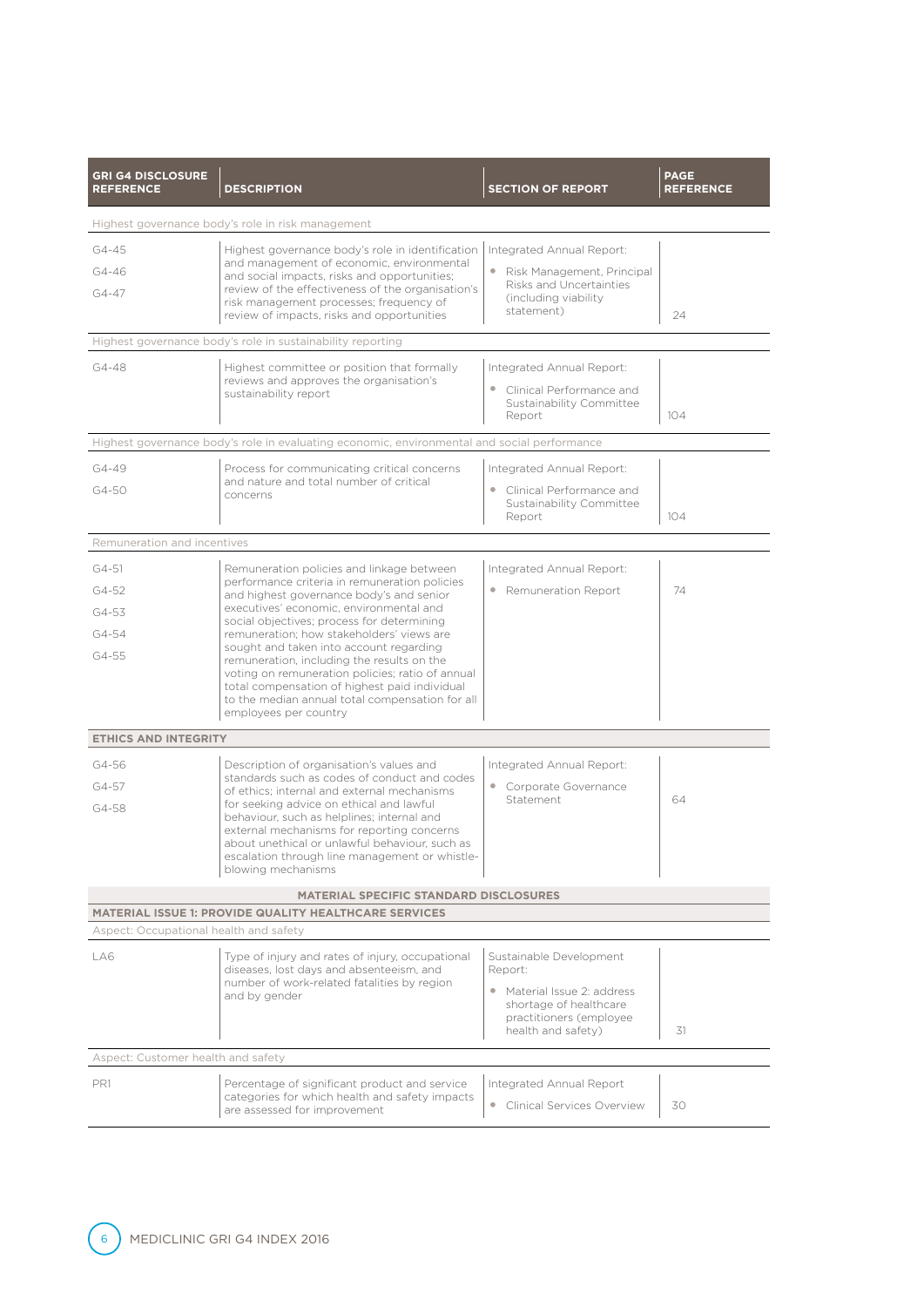| GRI G4 DISCLOSURE REFERENCE | DESCRIPTION | SECTION OF REPORT | PAGE REFERENCE |
|---|---|---|---|
| Highest governance body's role in risk management | | | |
| G4-45<br>G4-46<br>G4-47 | Highest governance body's role in identification and management of economic, environmental and social impacts, risks and opportunities; review of the effectiveness of the organisation's risk management processes; frequency of review of impacts, risks and opportunities | Integrated Annual Report:<br>• Risk Management, Principal Risks and Uncertainties (including viability statement) | 24 |
| Highest governance body's role in sustainability reporting | | | |
| G4-48 | Highest committee or position that formally reviews and approves the organisation's sustainability report | Integrated Annual Report:<br>• Clinical Performance and Sustainability Committee Report | 104 |
| Highest governance body's role in evaluating economic, environmental and social performance | | | |
| G4-49<br>G4-50 | Process for communicating critical concerns and nature and total number of critical concerns | Integrated Annual Report:<br>• Clinical Performance and Sustainability Committee Report | 104 |
| Remuneration and incentives | | | |
| G4-51<br>G4-52<br>G4-53<br>G4-54<br>G4-55 | Remuneration policies and linkage between performance criteria in remuneration policies and highest governance body's and senior executives' economic, environmental and social objectives; process for determining remuneration; how stakeholders' views are sought and taken into account regarding remuneration, including the results on the voting on remuneration policies; ratio of annual total compensation of highest paid individual to the median annual total compensation for all employees per country | Integrated Annual Report:<br>• Remuneration Report | 74 |
| **ETHICS AND INTEGRITY** | | | |
| G4-56<br>G4-57<br>G4-58 | Description of organisation's values and standards such as codes of conduct and codes of ethics; internal and external mechanisms for seeking advice on ethical and lawful behaviour, such as helplines; internal and external mechanisms for reporting concerns about unethical or unlawful behaviour, such as escalation through line management or whistle-blowing mechanisms | Integrated Annual Report:<br>• Corporate Governance Statement | 64 |
| **MATERIAL SPECIFIC STANDARD DISCLOSURES** | | | |
| **MATERIAL ISSUE 1: PROVIDE QUALITY HEALTHCARE SERVICES** | | | |
| Aspect: Occupational health and safety | | | |
| LA6 | Type of injury and rates of injury, occupational diseases, lost days and absenteeism, and number of work-related fatalities by region and by gender | Sustainable Development Report:<br>• Material Issue 2: address shortage of healthcare practitioners (employee health and safety) | 31 |
| Aspect: Customer health and safety | | | |
| PR1 | Percentage of significant product and service categories for which health and safety impacts are assessed for improvement | Integrated Annual Report<br>• Clinical Services Overview | 30 |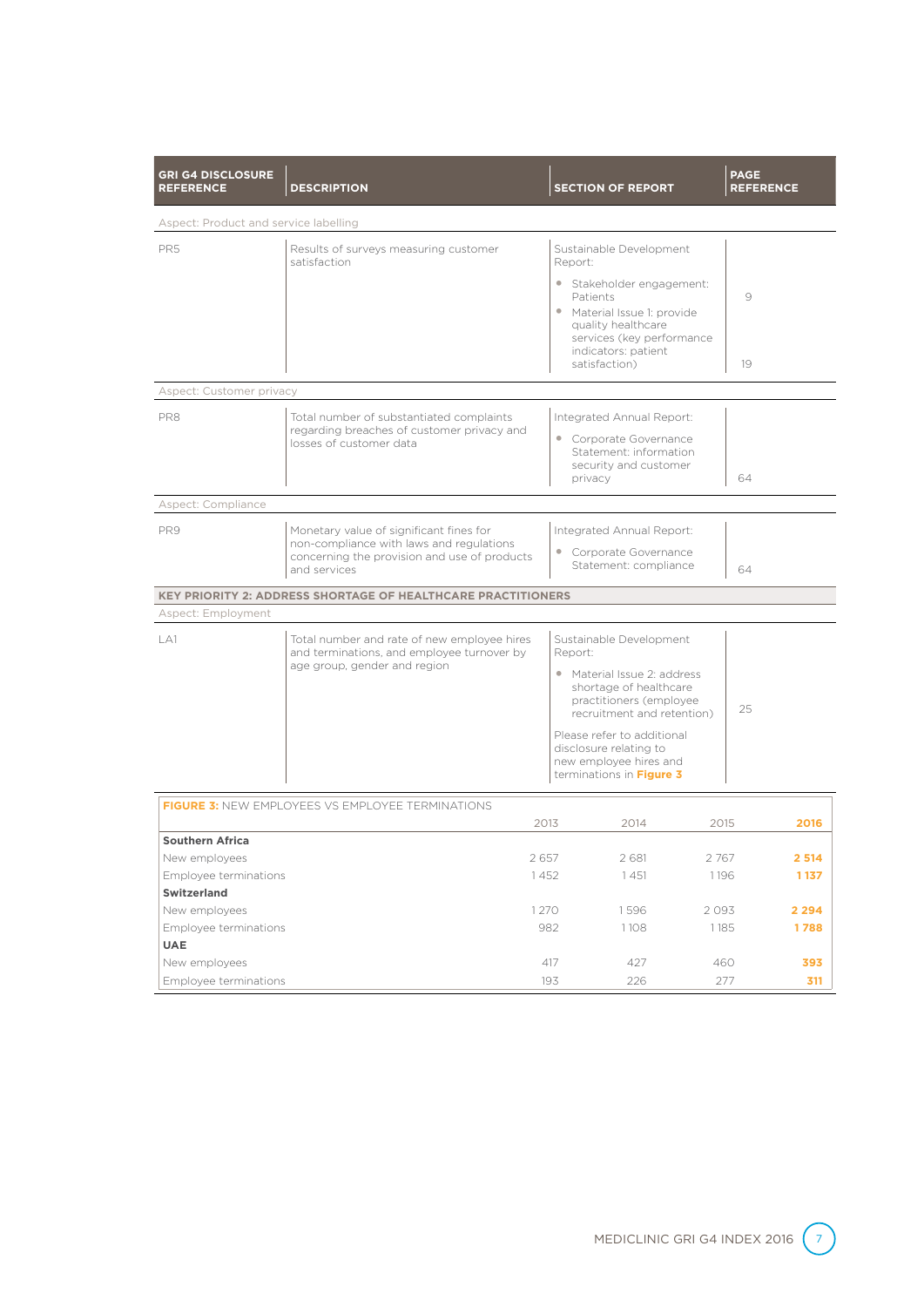| GRI G4 DISCLOSURE REFERENCE | DESCRIPTION | SECTION OF REPORT | PAGE REFERENCE |
|---|---|---|---|
| Aspect: Product and service labelling | | | |
| PR5 | Results of surveys measuring customer satisfaction | Sustainable Development Report:<br>• Stakeholder engagement: Patients<br>• Material Issue 1: provide quality healthcare services (key performance indicators: patient satisfaction) | 9<br>19 |
| Aspect: Customer privacy | | | |
| PR8 | Total number of substantiated complaints regarding breaches of customer privacy and losses of customer data | Integrated Annual Report:<br>• Corporate Governance Statement: information security and customer privacy | 64 |
| Aspect: Compliance | | | |
| PR9 | Monetary value of significant fines for non-compliance with laws and regulations concerning the provision and use of products and services | Integrated Annual Report:<br>• Corporate Governance Statement: compliance | 64 |
| **KEY PRIORITY 2: ADDRESS SHORTAGE OF HEALTHCARE PRACTITIONERS** | | | |
| Aspect: Employment | | | |
| LA1 | Total number and rate of new employee hires and terminations, and employee turnover by age group, gender and region | Sustainable Development Report:<br>• Material Issue 2: address shortage of healthcare practitioners (employee recruitment and retention)<br>Please refer to additional disclosure relating to new employee hires and terminations in **Figure 3** | 25 |

**FIGURE 3:** NEW EMPLOYEES VS EMPLOYEE TERMINATIONS

| | 2013 | 2014 | 2015 | **2016** |
|---|---|---|---|---|
| **Southern Africa** | | | | |
| New employees | 2 657 | 2 681 | 2 767 | **2 514** |
| Employee terminations | 1 452 | 1 451 | 1 196 | **1 137** |
| **Switzerland** | | | | |
| New employees | 1 270 | 1 596 | 2 093 | **2 294** |
| Employee terminations | 982 | 1 108 | 1 185 | **1 788** |
| **UAE** | | | | |
| New employees | 417 | 427 | 460 | **393** |
| Employee terminations | 193 | 226 | 277 | **311** |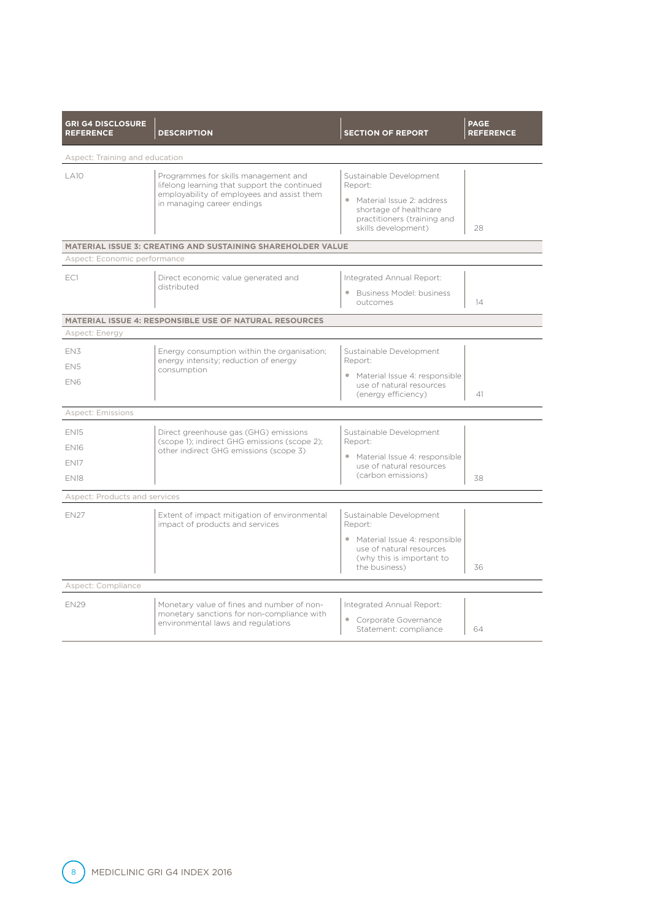| GRI G4 DISCLOSURE REFERENCE | DESCRIPTION | SECTION OF REPORT | PAGE REFERENCE |
|---|---|---|---|
| Aspect: Training and education | | | |
| LA10 | Programmes for skills management and lifelong learning that support the continued employability of employees and assist them in managing career endings | Sustainable Development Report: <br>• Material Issue 2: address shortage of healthcare practitioners (training and skills development) | 28 |
| **MATERIAL ISSUE 3: CREATING AND SUSTAINING SHAREHOLDER VALUE** | | | |
| Aspect: Economic performance | | | |
| EC1 | Direct economic value generated and distributed | Integrated Annual Report: <br>• Business Model: business outcomes | 14 |
| **MATERIAL ISSUE 4: RESPONSIBLE USE OF NATURAL RESOURCES** | | | |
| Aspect: Energy | | | |
| EN3<br>EN5<br>EN6 | Energy consumption within the organisation; energy intensity; reduction of energy consumption | Sustainable Development Report: <br>• Material Issue 4: responsible use of natural resources (energy efficiency) | 41 |
| Aspect: Emissions | | | |
| EN15<br>EN16<br>EN17<br>EN18 | Direct greenhouse gas (GHG) emissions (scope 1); indirect GHG emissions (scope 2); other indirect GHG emissions (scope 3) | Sustainable Development Report: <br>• Material Issue 4: responsible use of natural resources (carbon emissions) | 38 |
| Aspect: Products and services | | | |
| EN27 | Extent of impact mitigation of environmental impact of products and services | Sustainable Development Report: <br>• Material Issue 4: responsible use of natural resources (why this is important to the business) | 36 |
| Aspect: Compliance | | | |
| EN29 | Monetary value of fines and number of non-monetary sanctions for non-compliance with environmental laws and regulations | Integrated Annual Report: <br>• Corporate Governance Statement: compliance | 64 |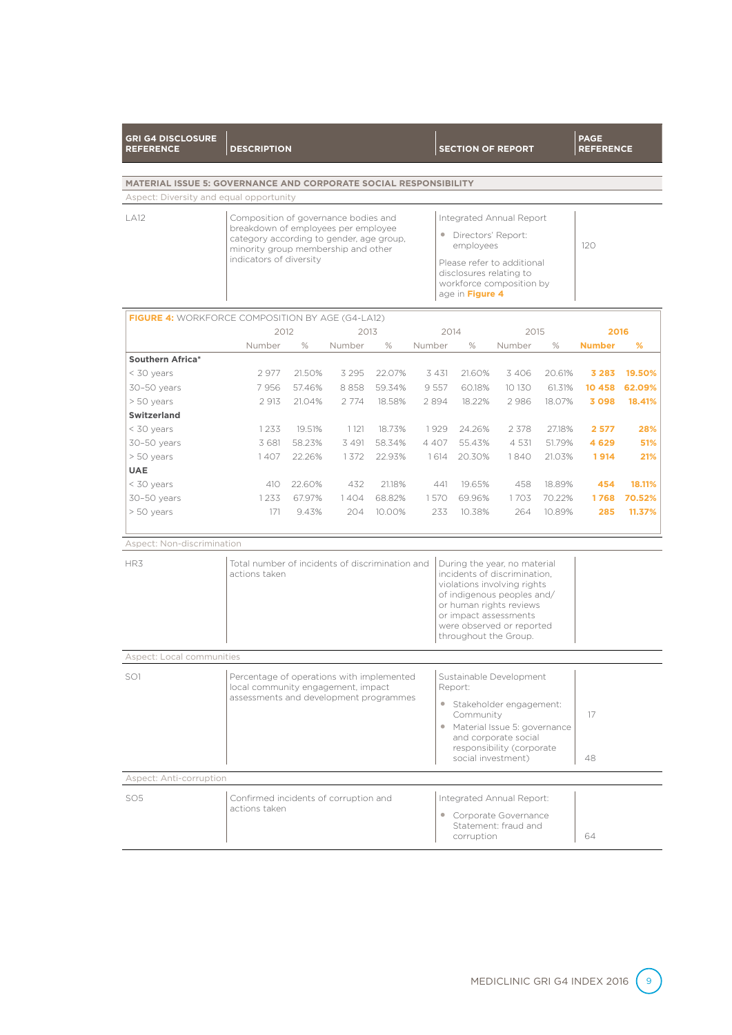| GRI G4 DISCLOSURE REFERENCE | DESCRIPTION | SECTION OF REPORT | PAGE REFERENCE |
|---|---|---|---|
| **MATERIAL ISSUE 5: GOVERNANCE AND CORPORATE SOCIAL RESPONSIBILITY** | | | |
| Aspect: Diversity and equal opportunity | | | |
| LA12 | Composition of governance bodies and breakdown of employees per employee category according to gender, age group, minority group membership and other indicators of diversity | Integrated Annual Report<br>• Directors' Report: employees<br>Please refer to additional disclosures relating to workforce composition by age in **Figure 4** | 120 |

**FIGURE 4:** WORKFORCE COMPOSITION BY AGE (G4-LA12)

| | 2012 | | 2013 | | 2014 | | 2015 | | **2016** | |
|---|---|---|---|---|---|---|---|---|---|---|
| | Number | % | Number | % | Number | % | Number | % | **Number** | **%** |
| **Southern Africa*** | | | | | | | | | | |
| < 30 years | 2 977 | 21.50% | 3 295 | 22.07% | 3 431 | 21.60% | 3 406 | 20.61% | **3 283** | **19.50%** |
| 30–50 years | 7 956 | 57.46% | 8 858 | 59.34% | 9 557 | 60.18% | 10 130 | 61.31% | **10 458** | **62.09%** |
| > 50 years | 2 913 | 21.04% | 2 774 | 18.58% | 2 894 | 18.22% | 2 986 | 18.07% | **3 098** | **18.41%** |
| **Switzerland** | | | | | | | | | | |
| < 30 years | 1 233 | 19.51% | 1 121 | 18.73% | 1 929 | 24.26% | 2 378 | 27.18% | **2 577** | **28%** |
| 30–50 years | 3 681 | 58.23% | 3 491 | 58.34% | 4 407 | 55.43% | 4 531 | 51.79% | **4 629** | **51%** |
| > 50 years | 1 407 | 22.26% | 1 372 | 22.93% | 1 614 | 20.30% | 1 840 | 21.03% | **1 914** | **21%** |
| **UAE** | | | | | | | | | | |
| < 30 years | 410 | 22.60% | 432 | 21.18% | 441 | 19.65% | 458 | 18.89% | **454** | **18.11%** |
| 30–50 years | 1 233 | 67.97% | 1 404 | 68.82% | 1 570 | 69.96% | 1 703 | 70.22% | **1 768** | **70.52%** |
| > 50 years | 171 | 9.43% | 204 | 10.00% | 233 | 10.38% | 264 | 10.89% | **285** | **11.37%** |

| GRI G4 DISCLOSURE REFERENCE | DESCRIPTION | SECTION OF REPORT | PAGE REFERENCE |
|---|---|---|---|
| Aspect: Non-discrimination | | | |
| HR3 | Total number of incidents of discrimination and actions taken | During the year, no material incidents of discrimination, violations involving rights of indigenous peoples and/or human rights reviews or impact assessments were observed or reported throughout the Group. | |
| Aspect: Local communities | | | |
| SO1 | Percentage of operations with implemented local community engagement, impact assessments and development programmes | Sustainable Development Report:<br>• Stakeholder engagement: Community<br>• Material Issue 5: governance and corporate social responsibility (corporate social investment) | 17<br>48 |
| Aspect: Anti-corruption | | | |
| SO5 | Confirmed incidents of corruption and actions taken | Integrated Annual Report:<br>• Corporate Governance Statement: fraud and corruption | 64 |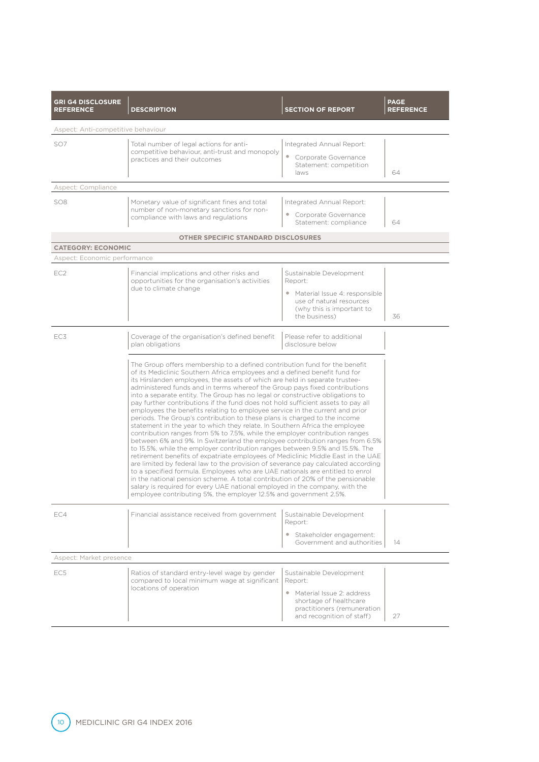| GRI G4 DISCLOSURE REFERENCE | DESCRIPTION | SECTION OF REPORT | PAGE REFERENCE |
|---|---|---|---|
| Aspect: Anti-competitive behaviour | | | |
| SO7 | Total number of legal actions for anti-competitive behaviour, anti-trust and monopoly practices and their outcomes | Integrated Annual Report: • Corporate Governance Statement: competition laws | 64 |
| Aspect: Compliance | | | |
| SO8 | Monetary value of significant fines and total number of non-monetary sanctions for non-compliance with laws and regulations | Integrated Annual Report: • Corporate Governance Statement: compliance | 64 |
| **OTHER SPECIFIC STANDARD DISCLOSURES** | | | |
| **CATEGORY: ECONOMIC** | | | |
| Aspect: Economic performance | | | |
| EC2 | Financial implications and other risks and opportunities for the organisation's activities due to climate change | Sustainable Development Report: • Material Issue 4: responsible use of natural resources (why this is important to the business) | 36 |
| EC3 | Coverage of the organisation's defined benefit plan obligations | Please refer to additional disclosure below | |
| | The Group offers membership to a defined contribution fund for the benefit of its Mediclinic Southern Africa employees and a defined benefit fund for its Hirslanden employees, the assets of which are held in separate trustee-administered funds and in terms whereof the Group pays fixed contributions into a separate entity. The Group has no legal or constructive obligations to pay further contributions if the fund does not hold sufficient assets to pay all employees the benefits relating to employee service in the current and prior periods. The Group's contribution to these plans is charged to the income statement in the year to which they relate. In Southern Africa the employee contribution ranges from 5% to 7.5%, while the employer contribution ranges between 6% and 9%. In Switzerland the employee contribution ranges from 6.5% to 15.5%, while the employer contribution ranges between 9.5% and 15.5%. The retirement benefits of expatriate employees of Mediclinic Middle East in the UAE are limited by federal law to the provision of severance pay calculated according to a specified formula. Employees who are UAE nationals are entitled to enrol in the national pension scheme. A total contribution of 20% of the pensionable salary is required for every UAE national employed in the company, with the employee contributing 5%, the employer 12.5% and government 2.5%. | | |
| EC4 | Financial assistance received from government | Sustainable Development Report: • Stakeholder engagement: Government and authorities | 14 |
| Aspect: Market presence | | | |
| EC5 | Ratios of standard entry-level wage by gender compared to local minimum wage at significant locations of operation | Sustainable Development Report: • Material Issue 2: address shortage of healthcare practitioners (remuneration and recognition of staff) | 27 |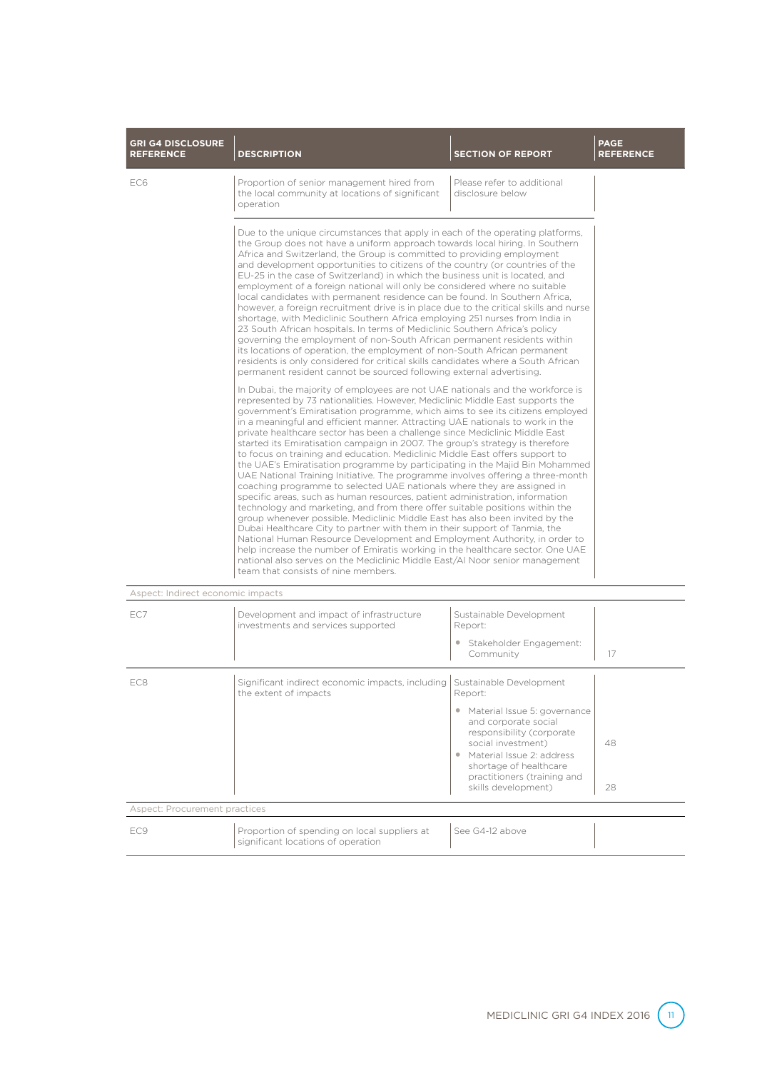| GRI G4 DISCLOSURE REFERENCE | DESCRIPTION | SECTION OF REPORT | PAGE REFERENCE |
|---|---|---|---|
| EC6 | Proportion of senior management hired from the local community at locations of significant operation | Please refer to additional disclosure below | |
| | Due to the unique circumstances that apply in each of the operating platforms, the Group does not have a uniform approach towards local hiring. In Southern Africa and Switzerland, the Group is committed to providing employment and development opportunities to citizens of the country (or countries of the EU-25 in the case of Switzerland) in which the business unit is located, and employment of a foreign national will only be considered where no suitable local candidates with permanent residence can be found. In Southern Africa, however, a foreign recruitment drive is in place due to the critical skills and nurse shortage, with Mediclinic Southern Africa employing 251 nurses from India in 23 South African hospitals. In terms of Mediclinic Southern Africa's policy governing the employment of non-South African permanent residents within its locations of operation, the employment of non-South African permanent residents is only considered for critical skills candidates where a South African permanent resident cannot be sourced following external advertising.<br><br>In Dubai, the majority of employees are not UAE nationals and the workforce is represented by 73 nationalities. However, Mediclinic Middle East supports the government's Emiratisation programme, which aims to see its citizens employed in a meaningful and efficient manner. Attracting UAE nationals to work in the private healthcare sector has been a challenge since Mediclinic Middle East started its Emiratisation campaign in 2007. The group's strategy is therefore to focus on training and education. Mediclinic Middle East offers support to the UAE's Emiratisation programme by participating in the Majid Bin Mohammed UAE National Training Initiative. The programme involves offering a three-month coaching programme to selected UAE nationals where they are assigned in specific areas, such as human resources, patient administration, information technology and marketing, and from there offer suitable positions within the group whenever possible. Mediclinic Middle East has also been invited by the Dubai Healthcare City to partner with them in their support of Tanmia, the National Human Resource Development and Employment Authority, in order to help increase the number of Emiratis working in the healthcare sector. One UAE national also serves on the Mediclinic Middle East/Al Noor senior management team that consists of nine members. | | |
| Aspect: Indirect economic impacts | | | |
| EC7 | Development and impact of infrastructure investments and services supported | Sustainable Development Report:<br>• Stakeholder Engagement: Community | <br>17 |
| EC8 | Significant indirect economic impacts, including the extent of impacts | Sustainable Development Report:<br>• Material Issue 5: governance and corporate social responsibility (corporate social investment)<br>• Material Issue 2: address shortage of healthcare practitioners (training and skills development) | <br>48<br><br>28 |
| Aspect: Procurement practices | | | |
| EC9 | Proportion of spending on local suppliers at significant locations of operation | See G4-12 above | |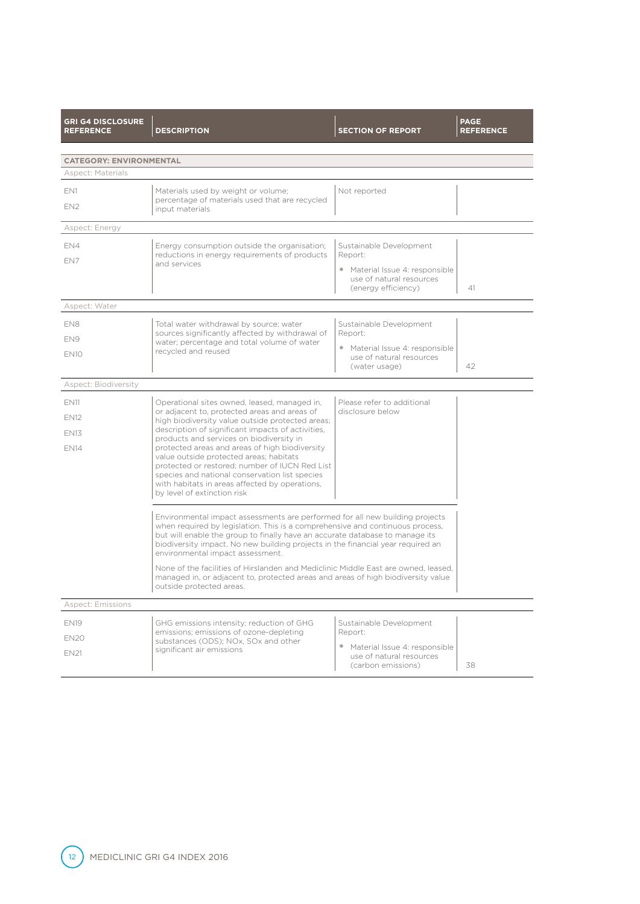| GRI G4 DISCLOSURE REFERENCE | DESCRIPTION | SECTION OF REPORT | PAGE REFERENCE |
|---|---|---|---|
| **CATEGORY: ENVIRONMENTAL** | | | |
| Aspect: Materials | | | |
| EN1<br>EN2 | Materials used by weight or volume; percentage of materials used that are recycled input materials | Not reported | |
| Aspect: Energy | | | |
| EN4<br>EN7 | Energy consumption outside the organisation; reductions in energy requirements of products and services | Sustainable Development Report:<br>• Material Issue 4: responsible use of natural resources (energy efficiency) | 41 |
| Aspect: Water | | | |
| EN8<br>EN9<br>EN10 | Total water withdrawal by source; water sources significantly affected by withdrawal of water; percentage and total volume of water recycled and reused | Sustainable Development Report:<br>• Material Issue 4: responsible use of natural resources (water usage) | 42 |
| Aspect: Biodiversity | | | |
| EN11<br>EN12<br>EN13<br>EN14 | Operational sites owned, leased, managed in, or adjacent to, protected areas and areas of high biodiversity value outside protected areas; description of significant impacts of activities, products and services on biodiversity in protected areas and areas of high biodiversity value outside protected areas; habitats protected or restored; number of IUCN Red List species and national conservation list species with habitats in areas affected by operations, by level of extinction risk | Please refer to additional disclosure below | |
| | Environmental impact assessments are performed for all new building projects when required by legislation. This is a comprehensive and continuous process, but will enable the group to finally have an accurate database to manage its biodiversity impact. No new building projects in the financial year required an environmental impact assessment.<br><br>None of the facilities of Hirslanden and Mediclinic Middle East are owned, leased, managed in, or adjacent to, protected areas and areas of high biodiversity value outside protected areas. | | |
| Aspect: Emissions | | | |
| EN19<br>EN20<br>EN21 | GHG emissions intensity; reduction of GHG emissions; emissions of ozone-depleting substances (ODS); NOx, SOx and other significant air emissions | Sustainable Development Report:<br>• Material Issue 4: responsible use of natural resources (carbon emissions) | 38 |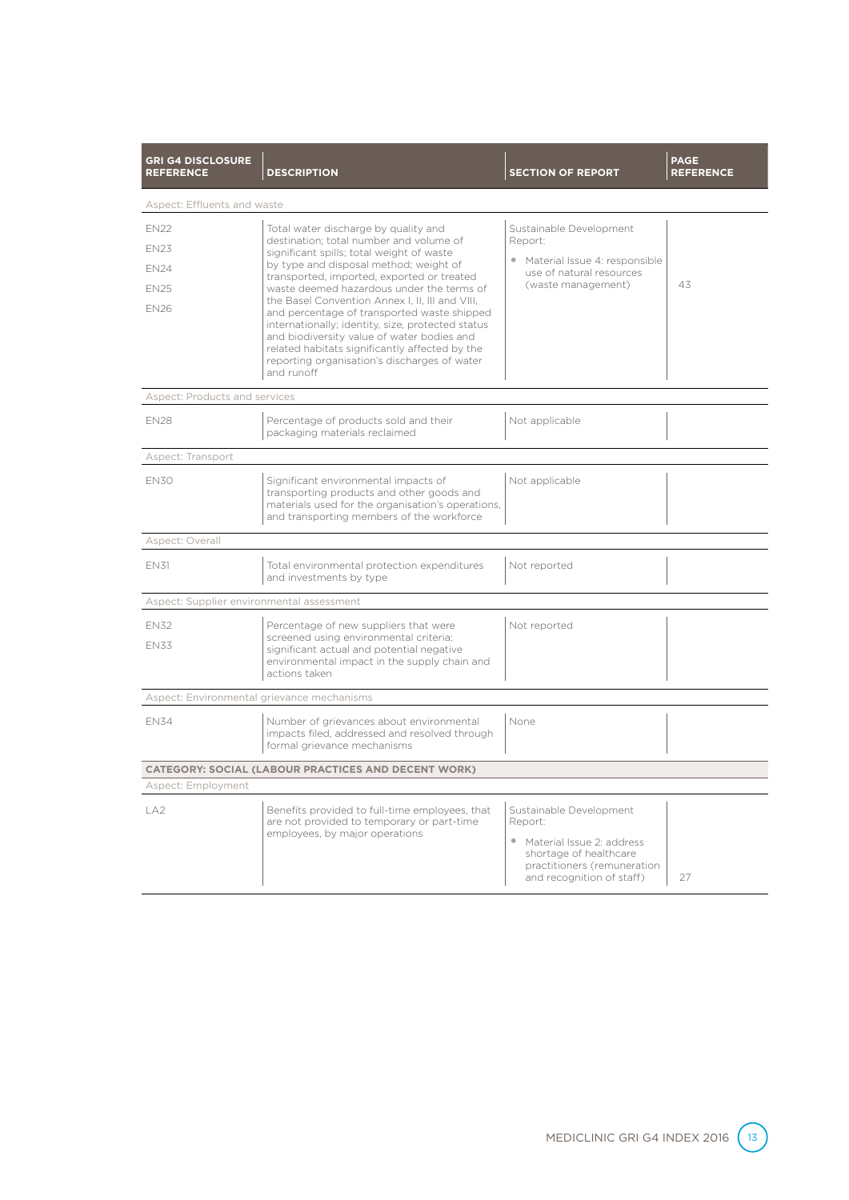| GRI G4 DISCLOSURE REFERENCE | DESCRIPTION | SECTION OF REPORT | PAGE REFERENCE |
|---|---|---|---|
| Aspect: Effluents and waste | | | |
| EN22<br>EN23<br>EN24<br>EN25<br>EN26 | Total water discharge by quality and destination; total number and volume of significant spills; total weight of waste by type and disposal method; weight of transported, imported, exported or treated waste deemed hazardous under the terms of the Basel Convention Annex I, II, III and VIII, and percentage of transported waste shipped internationally; identity, size, protected status and biodiversity value of water bodies and related habitats significantly affected by the reporting organisation's discharges of water and runoff | Sustainable Development Report:<br>• Material Issue 4: responsible use of natural resources (waste management) | 43 |
| Aspect: Products and services | | | |
| EN28 | Percentage of products sold and their packaging materials reclaimed | Not applicable | |
| Aspect: Transport | | | |
| EN30 | Significant environmental impacts of transporting products and other goods and materials used for the organisation's operations, and transporting members of the workforce | Not applicable | |
| Aspect: Overall | | | |
| EN31 | Total environmental protection expenditures and investments by type | Not reported | |
| Aspect: Supplier environmental assessment | | | |
| EN32<br>EN33 | Percentage of new suppliers that were screened using environmental criteria; significant actual and potential negative environmental impact in the supply chain and actions taken | Not reported | |
| Aspect: Environmental grievance mechanisms | | | |
| EN34 | Number of grievances about environmental impacts filed, addressed and resolved through formal grievance mechanisms | None | |
| **CATEGORY: SOCIAL (LABOUR PRACTICES AND DECENT WORK)** | | | |
| Aspect: Employment | | | |
| LA2 | Benefits provided to full-time employees, that are not provided to temporary or part-time employees, by major operations | Sustainable Development Report:<br>• Material Issue 2: address shortage of healthcare practitioners (remuneration and recognition of staff) | 27 |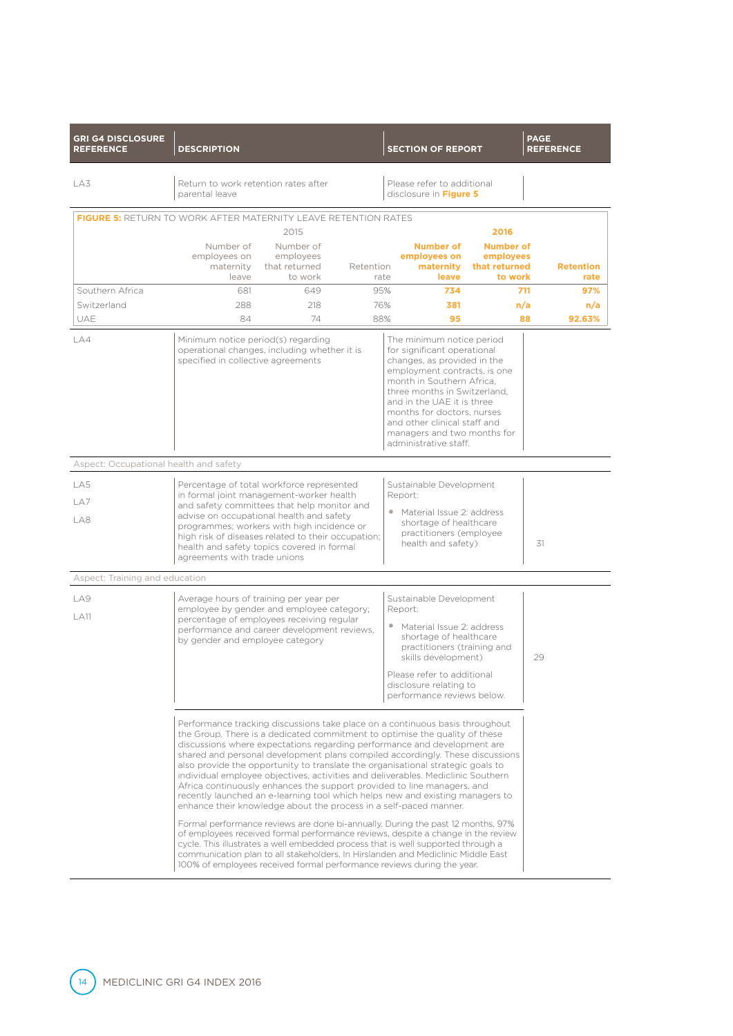| GRI G4 DISCLOSURE REFERENCE | DESCRIPTION | SECTION OF REPORT | PAGE REFERENCE |
|---|---|---|---|
| LA3 | Return to work retention rates after parental leave | Please refer to additional disclosure in **Figure 5** | |

**FIGURE 5:** RETURN TO WORK AFTER MATERNITY LEAVE RETENTION RATES

| | 2015 | | | **2016** | | |
|---|---|---|---|---|---|---|
| | Number of employees on maternity leave | Number of employees that returned to work | Retention rate | **Number of employees on maternity leave** | **Number of employees that returned to work** | **Retention rate** |
| Southern Africa | 681 | 649 | 95% | **734** | **711** | **97%** |
| Switzerland | 288 | 218 | 76% | **381** | **n/a** | **n/a** |
| UAE | 84 | 74 | 88% | **95** | **88** | **92.63%** |

| GRI G4 DISCLOSURE REFERENCE | DESCRIPTION | SECTION OF REPORT | PAGE REFERENCE |
|---|---|---|---|
| LA4 | Minimum notice period(s) regarding operational changes, including whether it is specified in collective agreements | The minimum notice period for significant operational changes, as provided in the employment contracts, is one month in Southern Africa, three months in Switzerland, and in the UAE it is three months for doctors, nurses and other clinical staff and managers and two months for administrative staff. | |
| Aspect: Occupational health and safety | | | |
| LA5<br>LA7<br>LA8 | Percentage of total workforce represented in formal joint management-worker health and safety committees that help monitor and advise on occupational health and safety programmes; workers with high incidence or high risk of diseases related to their occupation; health and safety topics covered in formal agreements with trade unions | Sustainable Development Report:<br>• Material Issue 2: address shortage of healthcare practitioners (employee health and safety) | 31 |
| Aspect: Training and education | | | |
| LA9<br>LA11 | Average hours of training per year per employee by gender and employee category; percentage of employees receiving regular performance and career development reviews, by gender and employee category | Sustainable Development Report:<br>• Material Issue 2: address shortage of healthcare practitioners (training and skills development)<br>Please refer to additional disclosure relating to performance reviews below. | 29 |

Performance tracking discussions take place on a continuous basis throughout the Group. There is a dedicated commitment to optimise the quality of these discussions where expectations regarding performance and development are shared and personal development plans compiled accordingly. These discussions also provide the opportunity to translate the organisational strategic goals to individual employee objectives, activities and deliverables. Mediclinic Southern Africa continuously enhances the support provided to line managers, and recently launched an e-learning tool which helps new and existing managers to enhance their knowledge about the process in a self-paced manner.

Formal performance reviews are done bi-annually. During the past 12 months, 97% of employees received formal performance reviews, despite a change in the review cycle. This illustrates a well embedded process that is well supported through a communication plan to all stakeholders. In Hirslanden and Mediclinic Middle East 100% of employees received formal performance reviews during the year.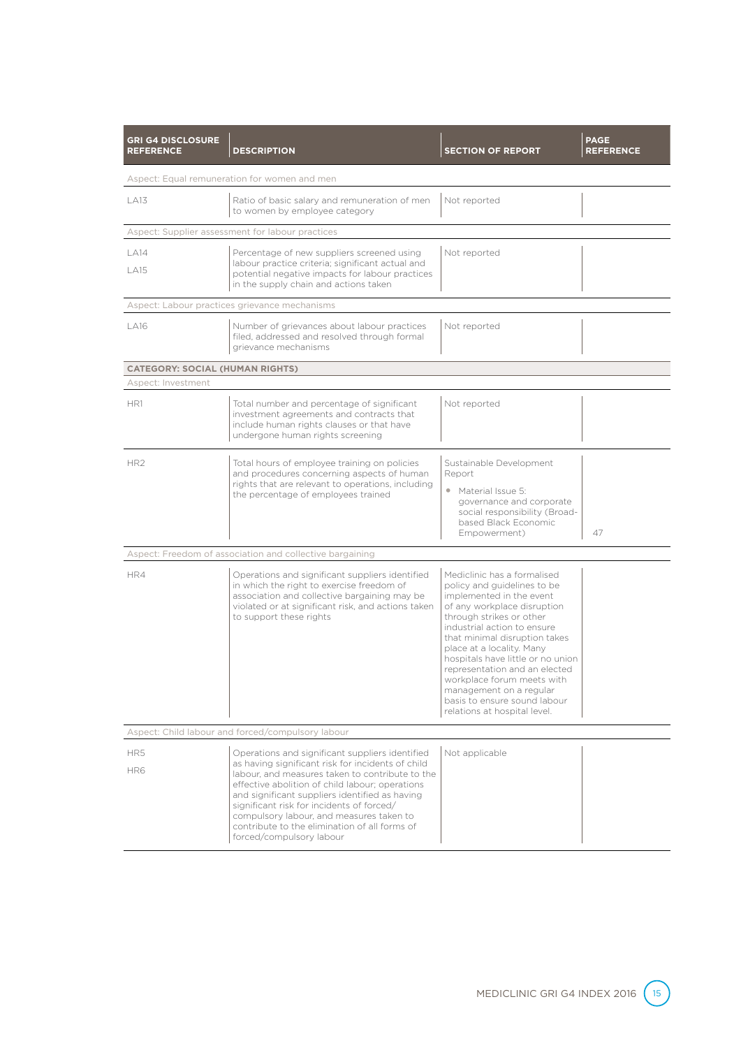| GRI G4 DISCLOSURE REFERENCE | DESCRIPTION | SECTION OF REPORT | PAGE REFERENCE |
|---|---|---|---|
| Aspect: Equal remuneration for women and men | | | |
| LA13 | Ratio of basic salary and remuneration of men to women by employee category | Not reported | |
| Aspect: Supplier assessment for labour practices | | | |
| LA14<br>LA15 | Percentage of new suppliers screened using labour practice criteria; significant actual and potential negative impacts for labour practices in the supply chain and actions taken | Not reported | |
| Aspect: Labour practices grievance mechanisms | | | |
| LA16 | Number of grievances about labour practices filed, addressed and resolved through formal grievance mechanisms | Not reported | |
| **CATEGORY: SOCIAL (HUMAN RIGHTS)** | | | |
| Aspect: Investment | | | |
| HR1 | Total number and percentage of significant investment agreements and contracts that include human rights clauses or that have undergone human rights screening | Not reported | |
| HR2 | Total hours of employee training on policies and procedures concerning aspects of human rights that are relevant to operations, including the percentage of employees trained | Sustainable Development Report<br>• Material Issue 5: governance and corporate social responsibility (Broad-based Black Economic Empowerment) | 47 |
| Aspect: Freedom of association and collective bargaining | | | |
| HR4 | Operations and significant suppliers identified in which the right to exercise freedom of association and collective bargaining may be violated or at significant risk, and actions taken to support these rights | Mediclinic has a formalised policy and guidelines to be implemented in the event of any workplace disruption through strikes or other industrial action to ensure that minimal disruption takes place at a locality. Many hospitals have little or no union representation and an elected workplace forum meets with management on a regular basis to ensure sound labour relations at hospital level. | |
| Aspect: Child labour and forced/compulsory labour | | | |
| HR5<br>HR6 | Operations and significant suppliers identified as having significant risk for incidents of child labour, and measures taken to contribute to the effective abolition of child labour; operations and significant suppliers identified as having significant risk for incidents of forced/compulsory labour, and measures taken to contribute to the elimination of all forms of forced/compulsory labour | Not applicable | |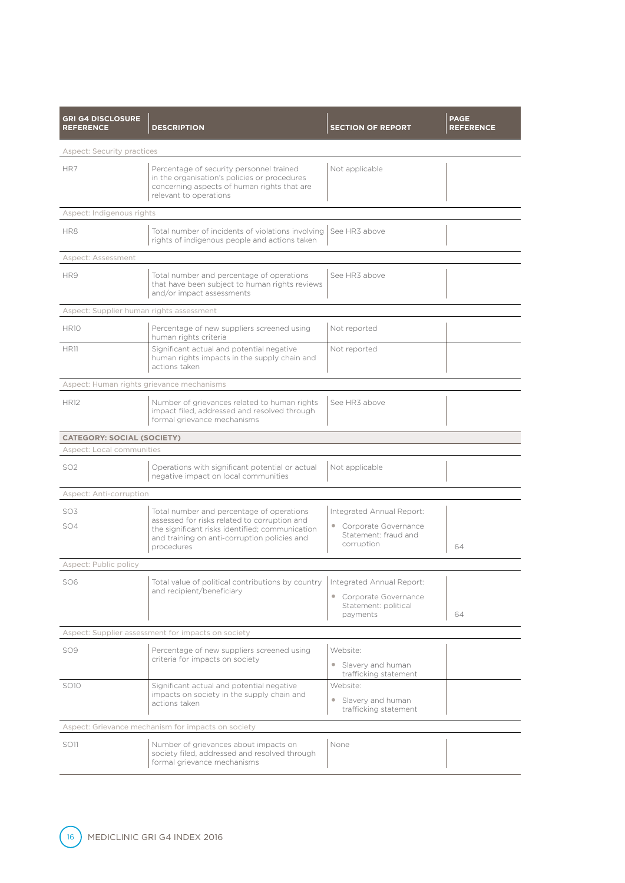| GRI G4 DISCLOSURE REFERENCE | DESCRIPTION | SECTION OF REPORT | PAGE REFERENCE |
|---|---|---|---|
| **Aspect: Security practices** | | | |
| HR7 | Percentage of security personnel trained in the organisation's policies or procedures concerning aspects of human rights that are relevant to operations | Not applicable | |
| **Aspect: Indigenous rights** | | | |
| HR8 | Total number of incidents of violations involving rights of indigenous people and actions taken | See HR3 above | |
| **Aspect: Assessment** | | | |
| HR9 | Total number and percentage of operations that have been subject to human rights reviews and/or impact assessments | See HR3 above | |
| **Aspect: Supplier human rights assessment** | | | |
| HR10 | Percentage of new suppliers screened using human rights criteria | Not reported | |
| HR11 | Significant actual and potential negative human rights impacts in the supply chain and actions taken | Not reported | |
| **Aspect: Human rights grievance mechanisms** | | | |
| HR12 | Number of grievances related to human rights impact filed, addressed and resolved through formal grievance mechanisms | See HR3 above | |
| **CATEGORY: SOCIAL (SOCIETY)** | | | |
| **Aspect: Local communities** | | | |
| SO2 | Operations with significant potential or actual negative impact on local communities | Not applicable | |
| **Aspect: Anti-corruption** | | | |
| SO3<br>SO4 | Total number and percentage of operations assessed for risks related to corruption and the significant risks identified; communication and training on anti-corruption policies and procedures | Integrated Annual Report:<br>• Corporate Governance Statement: fraud and corruption | 64 |
| **Aspect: Public policy** | | | |
| SO6 | Total value of political contributions by country and recipient/beneficiary | Integrated Annual Report:<br>• Corporate Governance Statement: political payments | 64 |
| **Aspect: Supplier assessment for impacts on society** | | | |
| SO9 | Percentage of new suppliers screened using criteria for impacts on society | Website:<br>• Slavery and human trafficking statement | |
| SO10 | Significant actual and potential negative impacts on society in the supply chain and actions taken | Website:<br>• Slavery and human trafficking statement | |
| **Aspect: Grievance mechanism for impacts on society** | | | |
| SO11 | Number of grievances about impacts on society filed, addressed and resolved through formal grievance mechanisms | None | |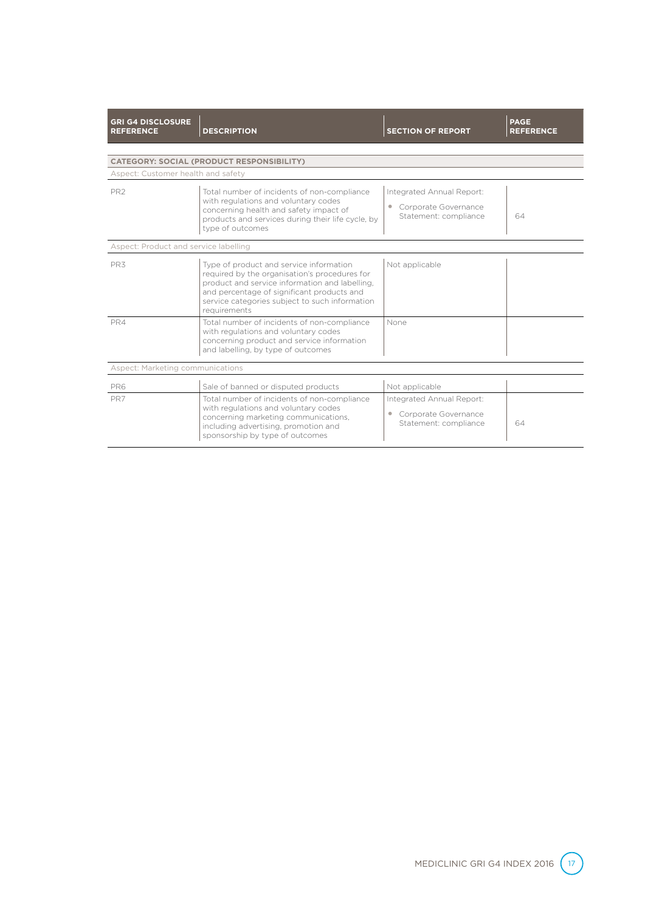| GRI G4 DISCLOSURE REFERENCE | DESCRIPTION | SECTION OF REPORT | PAGE REFERENCE |
|---|---|---|---|
| **CATEGORY: SOCIAL (PRODUCT RESPONSIBILITY)** | | | |
| Aspect: Customer health and safety | | | |
| PR2 | Total number of incidents of non-compliance with regulations and voluntary codes concerning health and safety impact of products and services during their life cycle, by type of outcomes | Integrated Annual Report:<br>• Corporate Governance Statement: compliance | 64 |
| Aspect: Product and service labelling | | | |
| PR3 | Type of product and service information required by the organisation's procedures for product and service information and labelling, and percentage of significant products and service categories subject to such information requirements | Not applicable | |
| PR4 | Total number of incidents of non-compliance with regulations and voluntary codes concerning product and service information and labelling, by type of outcomes | None | |
| Aspect: Marketing communications | | | |
| PR6 | Sale of banned or disputed products | Not applicable | |
| PR7 | Total number of incidents of non-compliance with regulations and voluntary codes concerning marketing communications, including advertising, promotion and sponsorship by type of outcomes | Integrated Annual Report:<br>• Corporate Governance Statement: compliance | 64 |